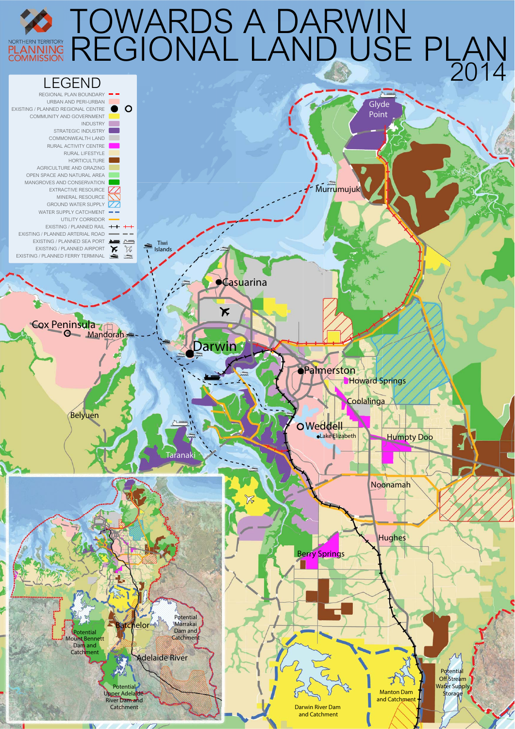NORTHERN TERRITORY PLANNING COMMISSION

# TOWARDS A DARWIN REGIONAL LAND USE PLAN 2014

## LEGEND

- REGIONAL PLAN BOUNDARY
- URBAN AND PERI-URBAN
- EXISTING / PLANNED REGIONAL CENTRE
- COMMUNITY AND GOVERNMENT
- INDUSTRY
- STRATEGIC INDUSTRY
- COMMONWEALTH LAND
- RURAL ACTIVITY CENTRE
- RURAL LIFESTYLE
- HORTICULTURE
- AGRICULTURE AND GRAZING
- OPEN SPACE AND NATURAL AREA
- MANGROVES AND CONSERVATION
- EXTRACTIVE RESOURCE
- MINERAL RESOURCE
- GROUND WATER SUPPLY
- WATER SUPPLY CATCHMENT
- UTILITY CORRIDOR
- EXISTING / PLANNED RAIL
- EXISTING / PLANNED ARTERIAL ROAD
- EXISTING / PLANNED SEA PORT
- EXISTING / PLANNED AIRPORT
- EXISTING / PLANNED FERRY TERMINAL

Glyde Point
Murrumujuk
Tiwi Islands
Casuarina
Cox Peninsula
Mandorah
Darwin
Palmerston
Howard Springs
Coolalinga
Belyuen
Weddell
Lake Elizabeth
Humpty Doo
Taranaki
Noonamah
Hughes
Berry Springs
Potential Off Stream Water Supply Storage
Manton Dam and Catchment
Darwin River Dam and Catchment
Batchelor
Potential Marrakai Dam and Catchment
Potential Mount Bennett Dam and Catchment
Adelaide River
Potential Upper Adelaide River Dam and Catchment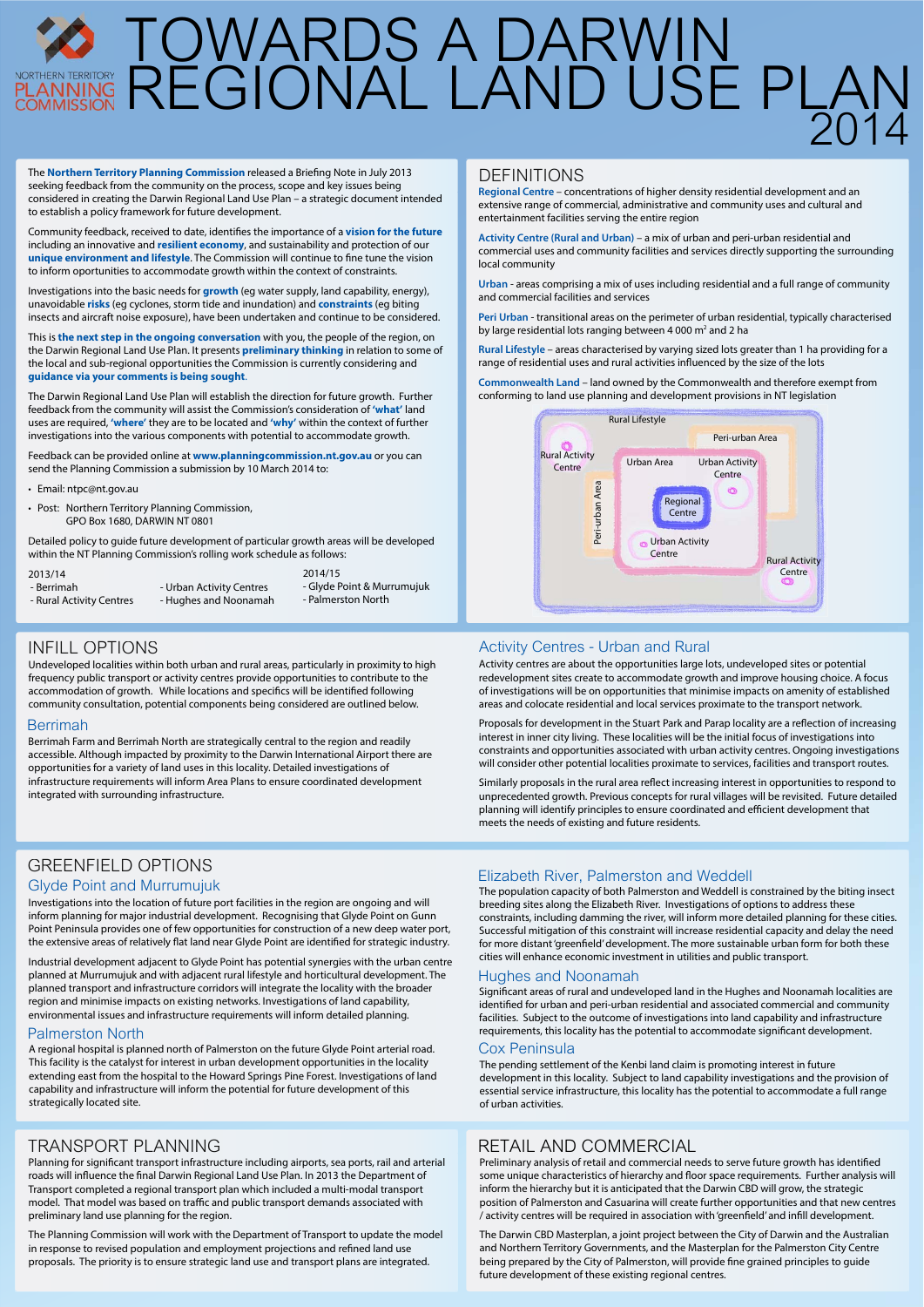NORTHERN TERRITORY PLANNING COMMISSION

# TOWARDS A DARWIN REGIONAL LAND USE PLAN 2014

The **Northern Territory Planning Commission** released a Briefing Note in July 2013 seeking feedback from the community on the process, scope and key issues being considered in creating the Darwin Regional Land Use Plan – a strategic document intended to establish a policy framework for future development.

Community feedback, received to date, identifies the importance of a **vision for the future** including an innovative and **resilient economy**, and sustainability and protection of our **unique environment and lifestyle**. The Commission will continue to fine tune the vision to inform opportunities to accommodate growth within the context of constraints.

Investigations into the basic needs for **growth** (eg water supply, land capability, energy), unavoidable **risks** (eg cyclones, storm tide and inundation) and **constraints** (eg biting insects and aircraft noise exposure), have been undertaken and continue to be considered.

This is **the next step in the ongoing conversation** with you, the people of the region, on the Darwin Regional Land Use Plan. It presents **preliminary thinking** in relation to some of the local and sub-regional opportunities the Commission is currently considering and **guidance via your comments is being sought**.

The Darwin Regional Land Use Plan will establish the direction for future growth. Further feedback from the community will assist the Commission's consideration of **'what'** land uses are required, **'where'** they are to be located and **'why'** within the context of further investigations into the various components with potential to accommodate growth.

Feedback can be provided online at **www.planningcommission.nt.gov.au** or you can send the Planning Commission a submission by 10 March 2014 to:

- Email: ntpc@nt.gov.au
- Post: Northern Territory Planning Commission, GPO Box 1680, DARWIN NT 0801

Detailed policy to guide future development of particular growth areas will be developed within the NT Planning Commission's rolling work schedule as follows:

2013/14
- Berrimah
- Rural Activity Centres
- Urban Activity Centres
- Hughes and Noonamah

2014/15
- Glyde Point & Murrumujuk
- Palmerston North

## DEFINITIONS

**Regional Centre** – concentrations of higher density residential development and an extensive range of commercial, administrative and community uses and cultural and entertainment facilities serving the entire region

**Activity Centre (Rural and Urban)** – a mix of urban and peri-urban residential and commercial uses and community facilities and services directly supporting the surrounding local community

**Urban** - areas comprising a mix of uses including residential and a full range of community and commercial facilities and services

**Peri Urban** - transitional areas on the perimeter of urban residential, typically characterised by large residential lots ranging between 4 000 $m^2$ and 2 ha

**Rural Lifestyle** – areas characterised by varying sized lots greater than 1 ha providing for a range of residential uses and rural activities influenced by the size of the lots

**Commonwealth Land** – land owned by the Commonwealth and therefore exempt from conforming to land use planning and development provisions in NT legislation

Rural Lifestyle
Peri-urban Area
Rural Activity Centre
Urban Area
Urban Activity Centre
Peri-urban Area
Regional Centre
Urban Activity Centre
Rural Activity Centre

## INFILL OPTIONS

Undeveloped localities within both urban and rural areas, particularly in proximity to high frequency public transport or activity centres provide opportunities to contribute to the accommodation of growth. While locations and specifics will be identified following community consultation, potential components being considered are outlined below.

### Berrimah

Berrimah Farm and Berrimah North are strategically central to the region and readily accessible. Although impacted by proximity to the Darwin International Airport there are opportunities for a variety of land uses in this locality. Detailed investigations of infrastructure requirements will inform Area Plans to ensure coordinated development integrated with surrounding infrastructure.

### Activity Centres - Urban and Rural

Activity centres are about the opportunities large lots, undeveloped sites or potential redevelopment sites create to accommodate growth and improve housing choice. A focus of investigations will be on opportunities that minimise impacts on amenity of established areas and colocate residential and local services proximate to the transport network.

Proposals for development in the Stuart Park and Parap locality are a reflection of increasing interest in inner city living. These localities will be the initial focus of investigations into constraints and opportunities associated with urban activity centres. Ongoing investigations will consider other potential localities proximate to services, facilities and transport routes.

Similarly proposals in the rural area reflect increasing interest in opportunities to respond to unprecedented growth. Previous concepts for rural villages will be revisited. Future detailed planning will identify principles to ensure coordinated and efficient development that meets the needs of existing and future residents.

## GREENFIELD OPTIONS

### Glyde Point and Murrumujuk

Investigations into the location of future port facilities in the region are ongoing and will inform planning for major industrial development. Recognising that Glyde Point on Gunn Point Peninsula provides one of few opportunities for construction of a new deep water port, the extensive areas of relatively flat land near Glyde Point are identified for strategic industry.

Industrial development adjacent to Glyde Point has potential synergies with the urban centre planned at Murrumujuk and with adjacent rural lifestyle and horticultural development. The planned transport and infrastructure corridors will integrate the locality with the broader region and minimise impacts on existing networks. Investigations of land capability, environmental issues and infrastructure requirements will inform detailed planning.

### Palmerston North

A regional hospital is planned north of Palmerston on the future Glyde Point arterial road. This facility is the catalyst for interest in urban development opportunities in the locality extending east from the hospital to the Howard Springs Pine Forest. Investigations of land capability and infrastructure will inform the potential for future development of this strategically located site.

### Elizabeth River, Palmerston and Weddell

The population capacity of both Palmerston and Weddell is constrained by the biting insect breeding sites along the Elizabeth River. Investigations of options to address these constraints, including damming the river, will inform more detailed planning for these cities. Successful mitigation of this constraint will increase residential capacity and delay the need for more distant 'greenfield' development. The more sustainable urban form for both these cities will enhance economic investment in utilities and public transport.

### Hughes and Noonamah

Significant areas of rural and undeveloped land in the Hughes and Noonamah localities are identified for urban and peri-urban residential and associated commercial and community facilities. Subject to the outcome of investigations into land capability and infrastructure requirements, this locality has the potential to accommodate significant development.

### Cox Peninsula

The pending settlement of the Kenbi land claim is promoting interest in future development in this locality. Subject to land capability investigations and the provision of essential service infrastructure, this locality has the potential to accommodate a full range of urban activities.

## TRANSPORT PLANNING

Planning for significant transport infrastructure including airports, sea ports, rail and arterial roads will influence the final Darwin Regional Land Use Plan. In 2013 the Department of Transport completed a regional transport plan which included a multi-modal transport model. That model was based on traffic and public transport demands associated with preliminary land use planning for the region.

The Planning Commission will work with the Department of Transport to update the model in response to revised population and employment projections and refined land use proposals. The priority is to ensure strategic land use and transport plans are integrated.

## RETAIL AND COMMERCIAL

Preliminary analysis of retail and commercial needs to serve future growth has identified some unique characteristics of hierarchy and floor space requirements. Further analysis will inform the hierarchy but it is anticipated that the Darwin CBD will grow, the strategic position of Palmerston and Casuarina will create further opportunities and that new centres / activity centres will be required in association with 'greenfield' and infill development.

The Darwin CBD Masterplan, a joint project between the City of Darwin and the Australian and Northern Territory Governments, and the Masterplan for the Palmerston City Centre being prepared by the City of Palmerston, will provide fine grained principles to guide future development of these existing regional centres.